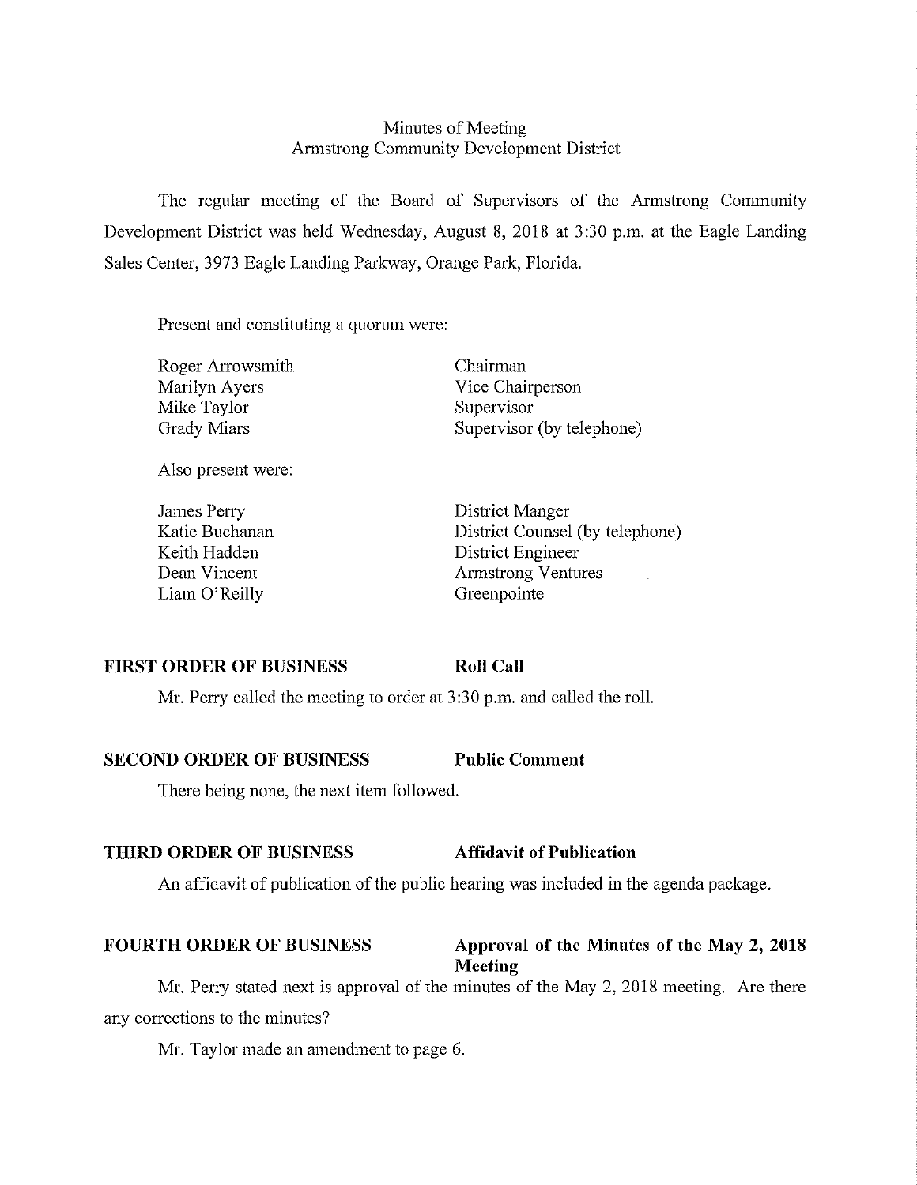# Minutes of Meeting
## Armstrong Community Development District

The regular meeting of the Board of Supervisors of the Armstrong Community Development District was held Wednesday, August 8, 2018 at 3:30 p.m. at the Eagle Landing Sales Center, 3973 Eagle Landing Parkway, Orange Park, Florida.

Present and constituting a quorum were:

| | |
|---|---|
| Roger Arrowsmith | Chairman |
| Marilyn Ayers | Vice Chairperson |
| Mike Taylor | Supervisor |
| Grady Miars | Supervisor (by telephone) |

Also present were:

| | |
|---|---|
| James Perry | District Manger |
| Katie Buchanan | District Counsel (by telephone) |
| Keith Hadden | District Engineer |
| Dean Vincent | Armstrong Ventures |
| Liam O'Reilly | Greenpointe |

**FIRST ORDER OF BUSINESS** **Roll Call**

Mr. Perry called the meeting to order at 3:30 p.m. and called the roll.

**SECOND ORDER OF BUSINESS** **Public Comment**

There being none, the next item followed.

**THIRD ORDER OF BUSINESS** **Affidavit of Publication**

An affidavit of publication of the public hearing was included in the agenda package.

**FOURTH ORDER OF BUSINESS** **Approval of the Minutes of the May 2, 2018 Meeting**

Mr. Perry stated next is approval of the minutes of the May 2, 2018 meeting. Are there any corrections to the minutes?

Mr. Taylor made an amendment to page 6.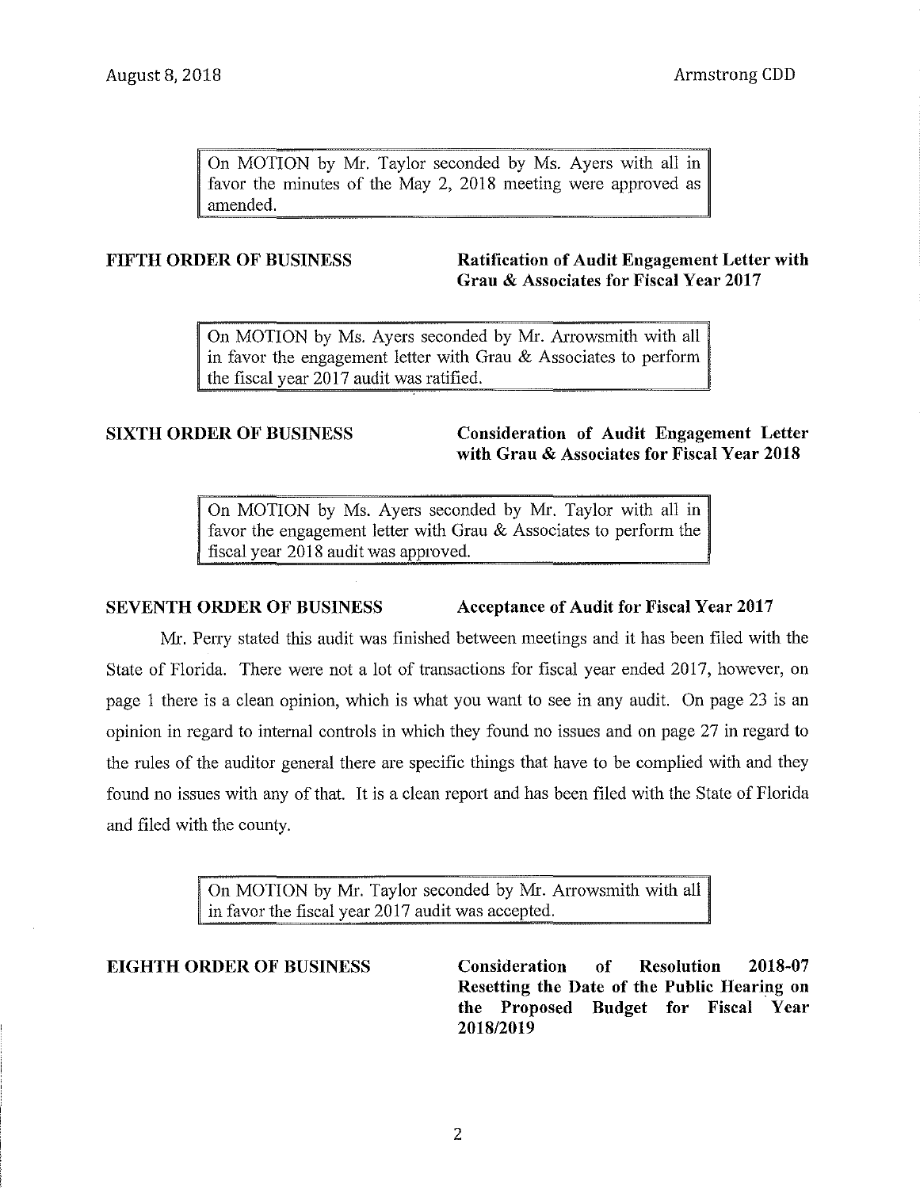On MOTION by Mr. Taylor seconded by Ms. Ayers with all in favor the minutes of the May 2, 2018 meeting were approved as amended.

**FIFTH ORDER OF BUSINESS** **Ratification of Audit Engagement Letter with Grau & Associates for Fiscal Year 2017**

On MOTION by Ms. Ayers seconded by Mr. Arrowsmith with all in favor the engagement letter with Grau & Associates to perform the fiscal year 2017 audit was ratified.

**SIXTH ORDER OF BUSINESS** **Consideration of Audit Engagement Letter with Grau & Associates for Fiscal Year 2018**

On MOTION by Ms. Ayers seconded by Mr. Taylor with all in favor the engagement letter with Grau & Associates to perform the fiscal year 2018 audit was approved.

**SEVENTH ORDER OF BUSINESS** **Acceptance of Audit for Fiscal Year 2017**

Mr. Perry stated this audit was finished between meetings and it has been filed with the State of Florida. There were not a lot of transactions for fiscal year ended 2017, however, on page 1 there is a clean opinion, which is what you want to see in any audit. On page 23 is an opinion in regard to internal controls in which they found no issues and on page 27 in regard to the rules of the auditor general there are specific things that have to be complied with and they found no issues with any of that. It is a clean report and has been filed with the State of Florida and filed with the county.

On MOTION by Mr. Taylor seconded by Mr. Arrowsmith with all in favor the fiscal year 2017 audit was accepted.

**EIGHTH ORDER OF BUSINESS** **Consideration of Resolution 2018-07 Resetting the Date of the Public Hearing on the Proposed Budget for Fiscal Year 2018/2019**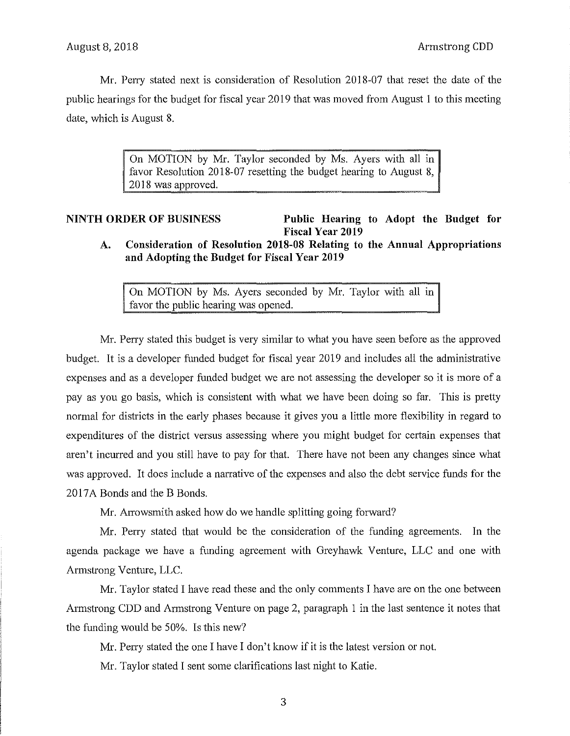Mr. Perry stated next is consideration of Resolution 2018-07 that reset the date of the public hearings for the budget for fiscal year 2019 that was moved from August 1 to this meeting date, which is August 8.

> On MOTION by Mr. Taylor seconded by Ms. Ayers with all in favor Resolution 2018-07 resetting the budget hearing to August 8, 2018 was approved.

**NINTH ORDER OF BUSINESS — Public Hearing to Adopt the Budget for Fiscal Year 2019**

**A. Consideration of Resolution 2018-08 Relating to the Annual Appropriations and Adopting the Budget for Fiscal Year 2019**

> On MOTION by Ms. Ayers seconded by Mr. Taylor with all in favor the public hearing was opened.

Mr. Perry stated this budget is very similar to what you have seen before as the approved budget. It is a developer funded budget for fiscal year 2019 and includes all the administrative expenses and as a developer funded budget we are not assessing the developer so it is more of a pay as you go basis, which is consistent with what we have been doing so far. This is pretty normal for districts in the early phases because it gives you a little more flexibility in regard to expenditures of the district versus assessing where you might budget for certain expenses that aren't incurred and you still have to pay for that. There have not been any changes since what was approved. It does include a narrative of the expenses and also the debt service funds for the 2017A Bonds and the B Bonds.

Mr. Arrowsmith asked how do we handle splitting going forward?

Mr. Perry stated that would be the consideration of the funding agreements. In the agenda package we have a funding agreement with Greyhawk Venture, LLC and one with Armstrong Venture, LLC.

Mr. Taylor stated I have read these and the only comments I have are on the one between Armstrong CDD and Armstrong Venture on page 2, paragraph 1 in the last sentence it notes that the funding would be 50%. Is this new?

Mr. Perry stated the one I have I don't know if it is the latest version or not.

Mr. Taylor stated I sent some clarifications last night to Katie.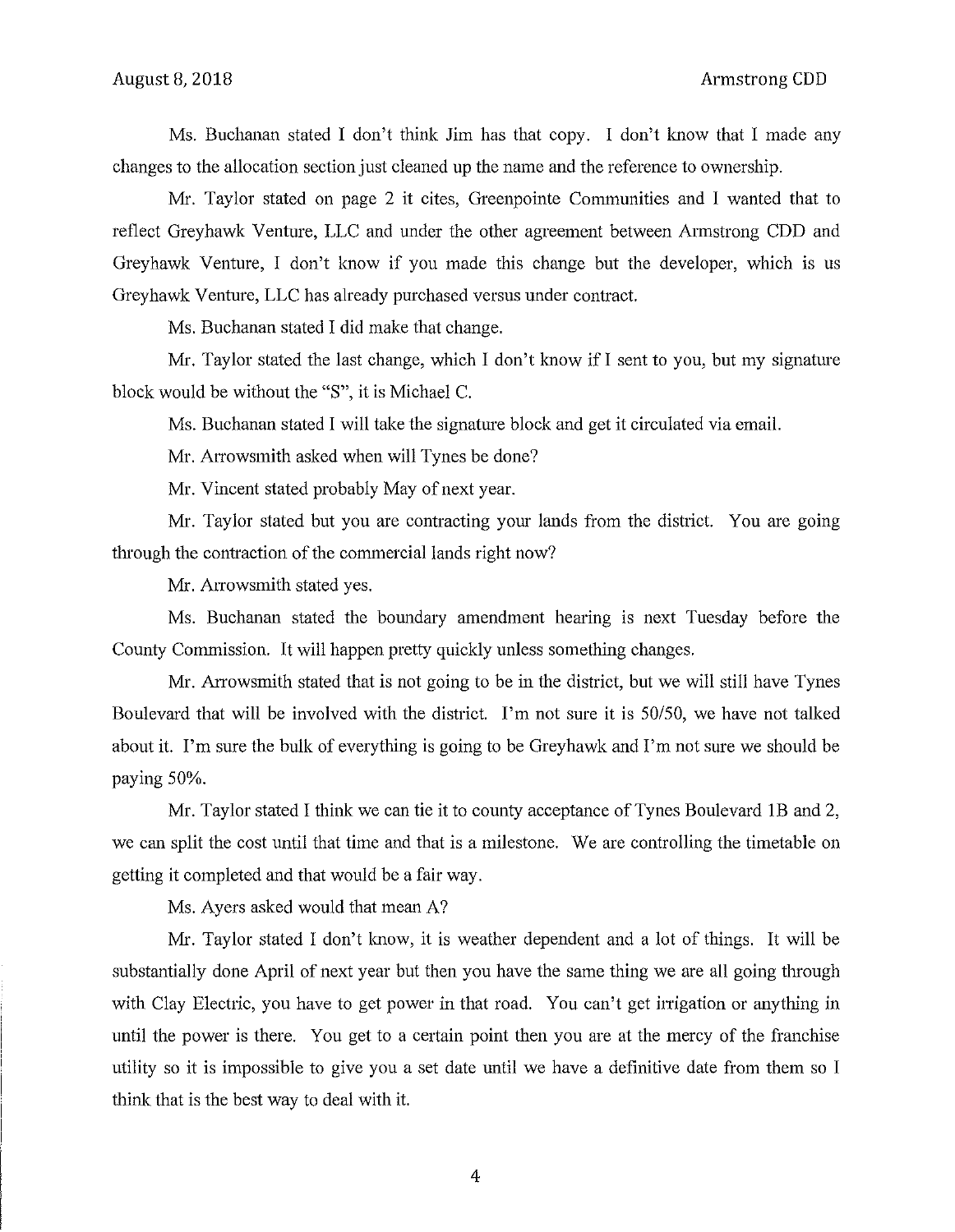Ms. Buchanan stated I don't think Jim has that copy. I don't know that I made any changes to the allocation section just cleaned up the name and the reference to ownership.

Mr. Taylor stated on page 2 it cites, Greenpointe Communities and I wanted that to reflect Greyhawk Venture, LLC and under the other agreement between Armstrong CDD and Greyhawk Venture, I don't know if you made this change but the developer, which is us Greyhawk Venture, LLC has already purchased versus under contract.

Ms. Buchanan stated I did make that change.

Mr. Taylor stated the last change, which I don't know if I sent to you, but my signature block would be without the "S", it is Michael C.

Ms. Buchanan stated I will take the signature block and get it circulated via email.

Mr. Arrowsmith asked when will Tynes be done?

Mr. Vincent stated probably May of next year.

Mr. Taylor stated but you are contracting your lands from the district. You are going through the contraction of the commercial lands right now?

Mr. Arrowsmith stated yes.

Ms. Buchanan stated the boundary amendment hearing is next Tuesday before the County Commission. It will happen pretty quickly unless something changes.

Mr. Arrowsmith stated that is not going to be in the district, but we will still have Tynes Boulevard that will be involved with the district. I'm not sure it is 50/50, we have not talked about it. I'm sure the bulk of everything is going to be Greyhawk and I'm not sure we should be paying 50%.

Mr. Taylor stated I think we can tie it to county acceptance of Tynes Boulevard 1B and 2, we can split the cost until that time and that is a milestone. We are controlling the timetable on getting it completed and that would be a fair way.

Ms. Ayers asked would that mean A?

Mr. Taylor stated I don't know, it is weather dependent and a lot of things. It will be substantially done April of next year but then you have the same thing we are all going through with Clay Electric, you have to get power in that road. You can't get irrigation or anything in until the power is there. You get to a certain point then you are at the mercy of the franchise utility so it is impossible to give you a set date until we have a definitive date from them so I think that is the best way to deal with it.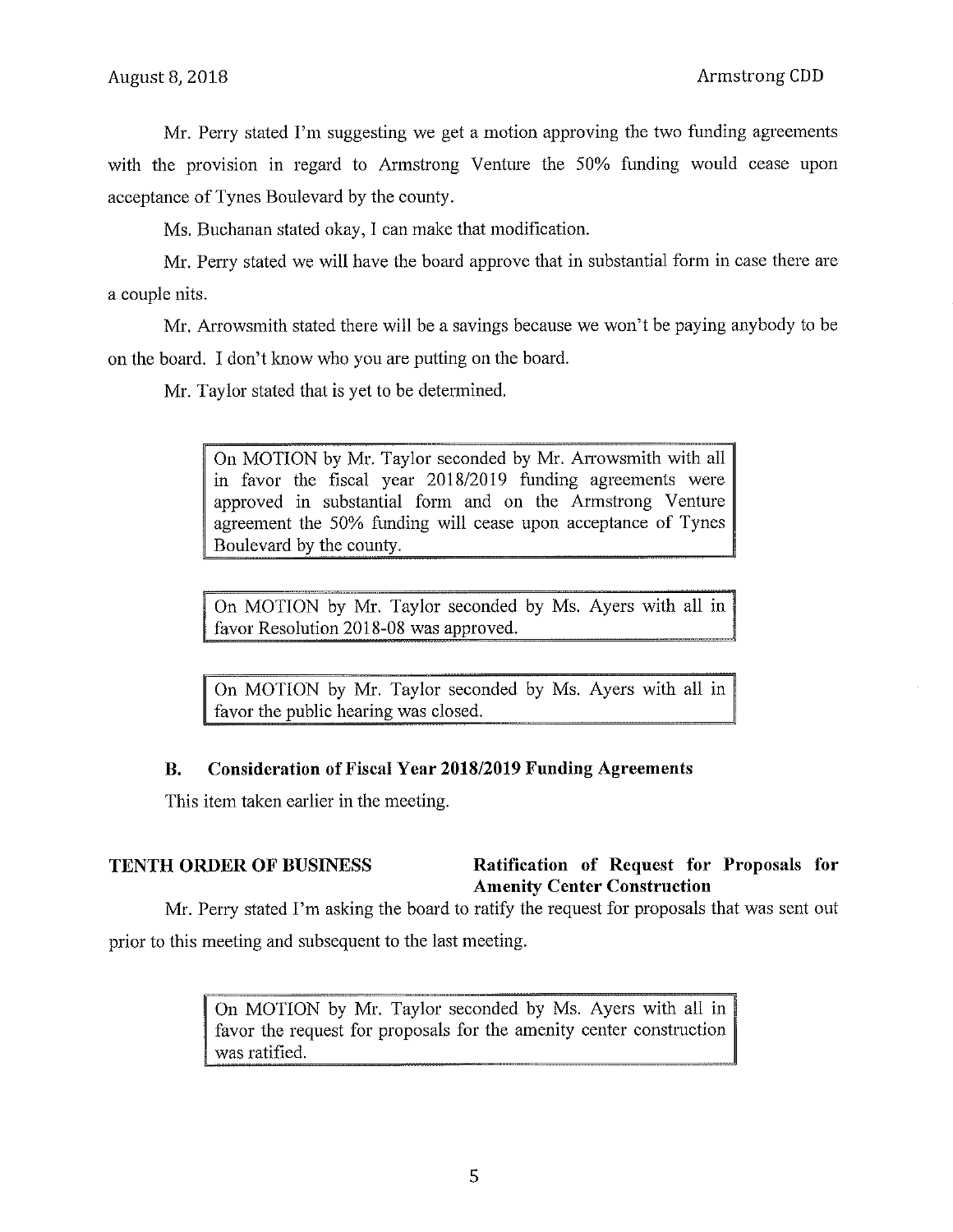Mr. Perry stated I'm suggesting we get a motion approving the two funding agreements with the provision in regard to Armstrong Venture the 50% funding would cease upon acceptance of Tynes Boulevard by the county.

Ms. Buchanan stated okay, I can make that modification.

Mr. Perry stated we will have the board approve that in substantial form in case there are a couple nits.

Mr. Arrowsmith stated there will be a savings because we won't be paying anybody to be on the board. I don't know who you are putting on the board.

Mr. Taylor stated that is yet to be determined.

> On MOTION by Mr. Taylor seconded by Mr. Arrowsmith with all in favor the fiscal year 2018/2019 funding agreements were approved in substantial form and on the Armstrong Venture agreement the 50% funding will cease upon acceptance of Tynes Boulevard by the county.

> On MOTION by Mr. Taylor seconded by Ms. Ayers with all in favor Resolution 2018-08 was approved.

> On MOTION by Mr. Taylor seconded by Ms. Ayers with all in favor the public hearing was closed.

**B. Consideration of Fiscal Year 2018/2019 Funding Agreements**

This item taken earlier in the meeting.

**TENTH ORDER OF BUSINESS — Ratification of Request for Proposals for Amenity Center Construction**

Mr. Perry stated I'm asking the board to ratify the request for proposals that was sent out prior to this meeting and subsequent to the last meeting.

> On MOTION by Mr. Taylor seconded by Ms. Ayers with all in favor the request for proposals for the amenity center construction was ratified.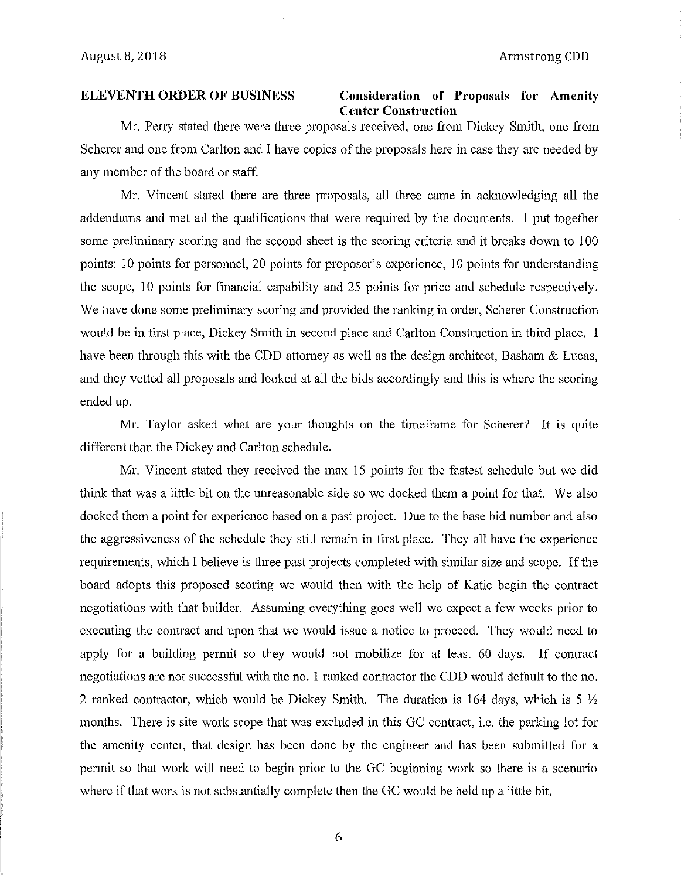**ELEVENTH ORDER OF BUSINESS** **Consideration of Proposals for Amenity Center Construction**

Mr. Perry stated there were three proposals received, one from Dickey Smith, one from Scherer and one from Carlton and I have copies of the proposals here in case they are needed by any member of the board or staff.

Mr. Vincent stated there are three proposals, all three came in acknowledging all the addendums and met all the qualifications that were required by the documents. I put together some preliminary scoring and the second sheet is the scoring criteria and it breaks down to 100 points: 10 points for personnel, 20 points for proposer's experience, 10 points for understanding the scope, 10 points for financial capability and 25 points for price and schedule respectively. We have done some preliminary scoring and provided the ranking in order, Scherer Construction would be in first place, Dickey Smith in second place and Carlton Construction in third place. I have been through this with the CDD attorney as well as the design architect, Basham & Lucas, and they vetted all proposals and looked at all the bids accordingly and this is where the scoring ended up.

Mr. Taylor asked what are your thoughts on the timeframe for Scherer? It is quite different than the Dickey and Carlton schedule.

Mr. Vincent stated they received the max 15 points for the fastest schedule but we did think that was a little bit on the unreasonable side so we docked them a point for that. We also docked them a point for experience based on a past project. Due to the base bid number and also the aggressiveness of the schedule they still remain in first place. They all have the experience requirements, which I believe is three past projects completed with similar size and scope. If the board adopts this proposed scoring we would then with the help of Katie begin the contract negotiations with that builder. Assuming everything goes well we expect a few weeks prior to executing the contract and upon that we would issue a notice to proceed. They would need to apply for a building permit so they would not mobilize for at least 60 days. If contract negotiations are not successful with the no. 1 ranked contractor the CDD would default to the no. 2 ranked contractor, which would be Dickey Smith. The duration is 164 days, which is 5 ½ months. There is site work scope that was excluded in this GC contract, i.e. the parking lot for the amenity center, that design has been done by the engineer and has been submitted for a permit so that work will need to begin prior to the GC beginning work so there is a scenario where if that work is not substantially complete then the GC would be held up a little bit.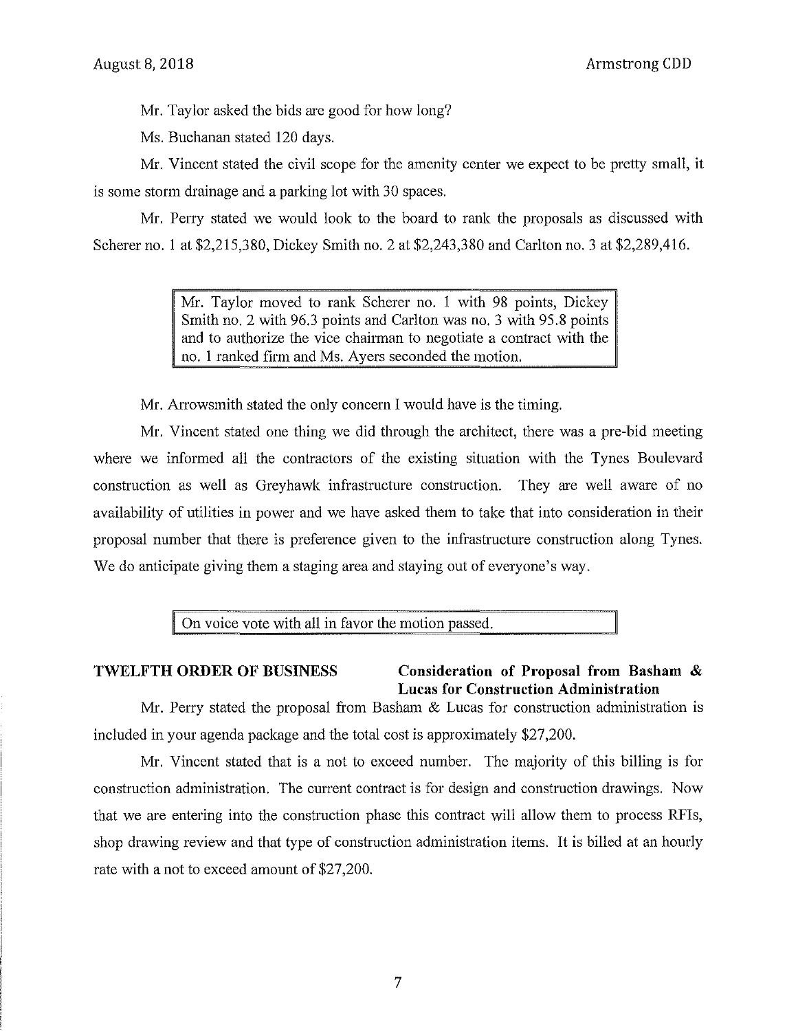Mr. Taylor asked the bids are good for how long?

Ms. Buchanan stated 120 days.

Mr. Vincent stated the civil scope for the amenity center we expect to be pretty small, it is some storm drainage and a parking lot with 30 spaces.

Mr. Perry stated we would look to the board to rank the proposals as discussed with Scherer no. 1 at $2,215,380, Dickey Smith no. 2 at $2,243,380 and Carlton no. 3 at $2,289,416.

> Mr. Taylor moved to rank Scherer no. 1 with 98 points, Dickey Smith no. 2 with 96.3 points and Carlton was no. 3 with 95.8 points and to authorize the vice chairman to negotiate a contract with the no. 1 ranked firm and Ms. Ayers seconded the motion.

Mr. Arrowsmith stated the only concern I would have is the timing.

Mr. Vincent stated one thing we did through the architect, there was a pre-bid meeting where we informed all the contractors of the existing situation with the Tynes Boulevard construction as well as Greyhawk infrastructure construction. They are well aware of no availability of utilities in power and we have asked them to take that into consideration in their proposal number that there is preference given to the infrastructure construction along Tynes. We do anticipate giving them a staging area and staying out of everyone's way.

> On voice vote with all in favor the motion passed.

**TWELFTH ORDER OF BUSINESS — Consideration of Proposal from Basham & Lucas for Construction Administration**

Mr. Perry stated the proposal from Basham & Lucas for construction administration is included in your agenda package and the total cost is approximately $27,200.

Mr. Vincent stated that is a not to exceed number. The majority of this billing is for construction administration. The current contract is for design and construction drawings. Now that we are entering into the construction phase this contract will allow them to process RFIs, shop drawing review and that type of construction administration items. It is billed at an hourly rate with a not to exceed amount of $27,200.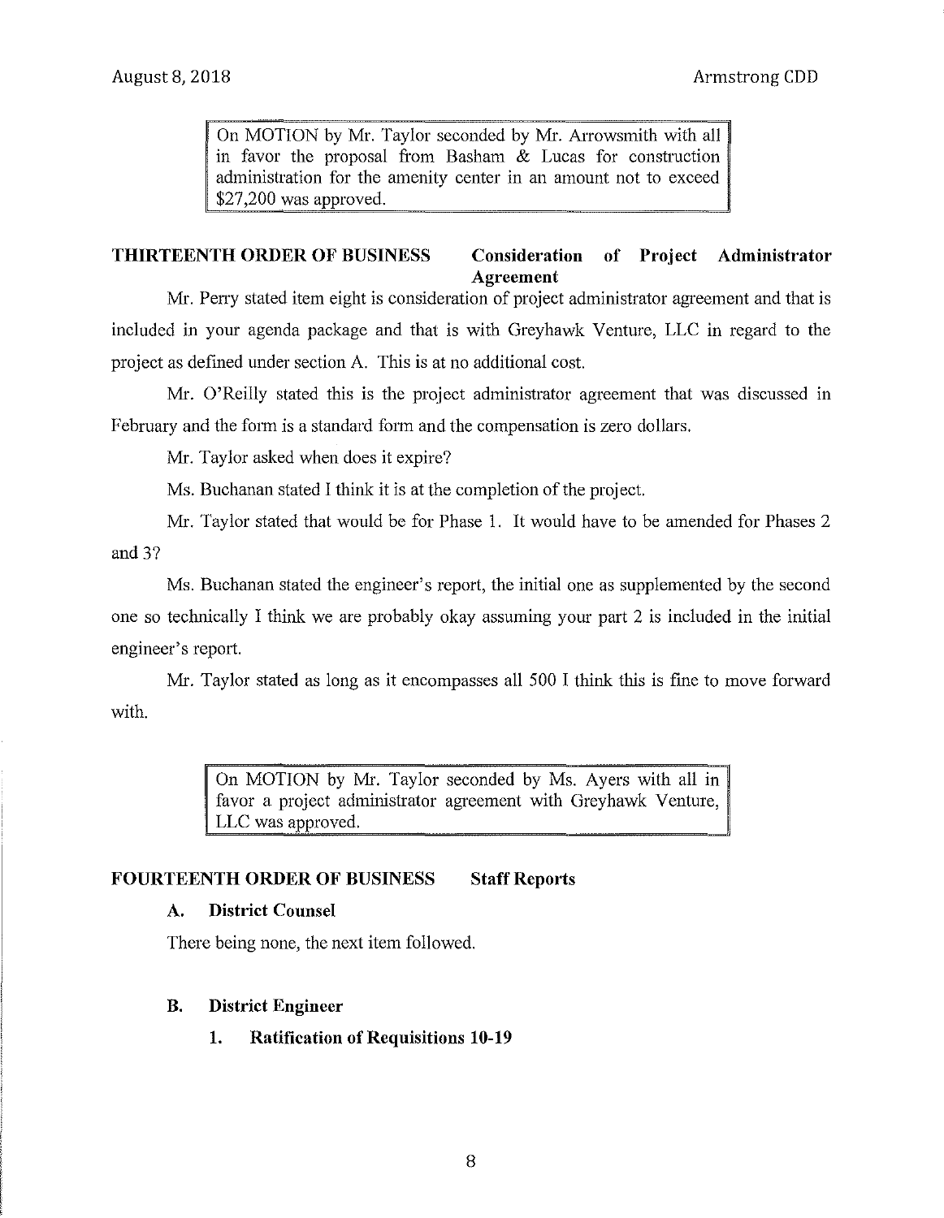On MOTION by Mr. Taylor seconded by Mr. Arrowsmith with all in favor the proposal from Basham & Lucas for construction administration for the amenity center in an amount not to exceed $27,200 was approved.

## THIRTEENTH ORDER OF BUSINESS — Consideration of Project Administrator Agreement

Mr. Perry stated item eight is consideration of project administrator agreement and that is included in your agenda package and that is with Greyhawk Venture, LLC in regard to the project as defined under section A. This is at no additional cost.

Mr. O'Reilly stated this is the project administrator agreement that was discussed in February and the form is a standard form and the compensation is zero dollars.

Mr. Taylor asked when does it expire?

Ms. Buchanan stated I think it is at the completion of the project.

Mr. Taylor stated that would be for Phase 1. It would have to be amended for Phases 2 and 3?

Ms. Buchanan stated the engineer's report, the initial one as supplemented by the second one so technically I think we are probably okay assuming your part 2 is included in the initial engineer's report.

Mr. Taylor stated as long as it encompasses all 500 I think this is fine to move forward with.

On MOTION by Mr. Taylor seconded by Ms. Ayers with all in favor a project administrator agreement with Greyhawk Venture, LLC was approved.

## FOURTEENTH ORDER OF BUSINESS — Staff Reports

### A. District Counsel

There being none, the next item followed.

### B. District Engineer

#### 1. Ratification of Requisitions 10-19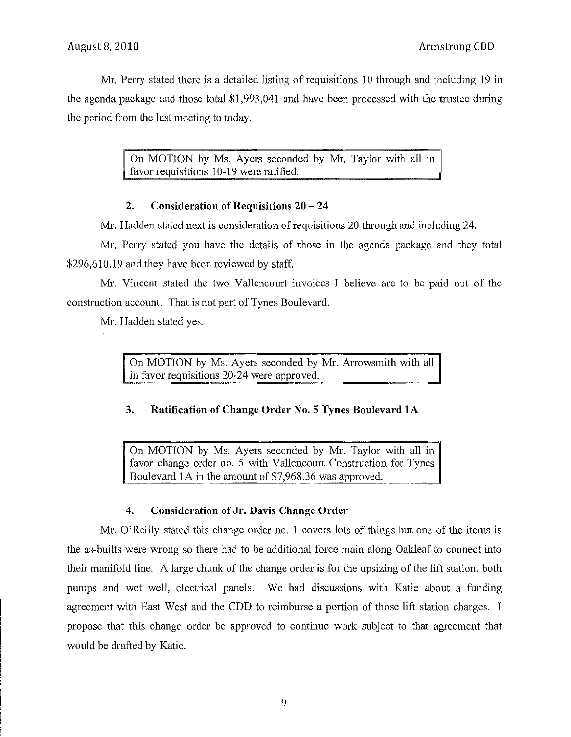Mr. Perry stated there is a detailed listing of requisitions 10 through and including 19 in the agenda package and those total $1,993,041 and have been processed with the trustee during the period from the last meeting to today.

> On MOTION by Ms. Ayers seconded by Mr. Taylor with all in favor requisitions 10-19 were ratified.

### 2. Consideration of Requisitions 20 – 24

Mr. Hadden stated next is consideration of requisitions 20 through and including 24.

Mr. Perry stated you have the details of those in the agenda package and they total $296,610.19 and they have been reviewed by staff.

Mr. Vincent stated the two Vallencourt invoices I believe are to be paid out of the construction account. That is not part of Tynes Boulevard.

Mr. Hadden stated yes.

> On MOTION by Ms. Ayers seconded by Mr. Arrowsmith with all in favor requisitions 20-24 were approved.

### 3. Ratification of Change Order No. 5 Tynes Boulevard 1A

> On MOTION by Ms. Ayers seconded by Mr. Taylor with all in favor change order no. 5 with Vallencourt Construction for Tynes Boulevard 1A in the amount of $7,968.36 was approved.

### 4. Consideration of Jr. Davis Change Order

Mr. O'Reilly stated this change order no. 1 covers lots of things but one of the items is the as-builts were wrong so there had to be additional force main along Oakleaf to connect into their manifold line. A large chunk of the change order is for the upsizing of the lift station, both pumps and wet well, electrical panels. We had discussions with Katie about a funding agreement with East West and the CDD to reimburse a portion of those lift station charges. I propose that this change order be approved to continue work subject to that agreement that would be drafted by Katie.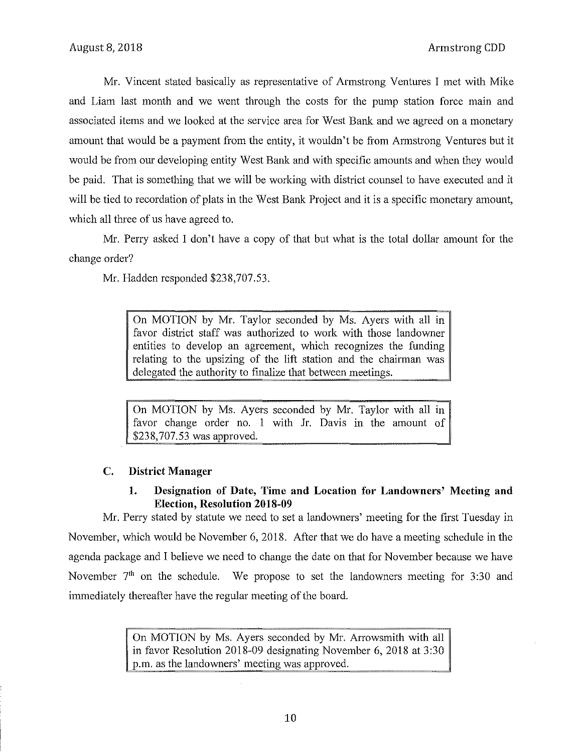Mr. Vincent stated basically as representative of Armstrong Ventures I met with Mike and Liam last month and we went through the costs for the pump station force main and associated items and we looked at the service area for West Bank and we agreed on a monetary amount that would be a payment from the entity, it wouldn't be from Armstrong Ventures but it would be from our developing entity West Bank and with specific amounts and when they would be paid. That is something that we will be working with district counsel to have executed and it will be tied to recordation of plats in the West Bank Project and it is a specific monetary amount, which all three of us have agreed to.

Mr. Perry asked I don't have a copy of that but what is the total dollar amount for the change order?

Mr. Hadden responded $238,707.53.

> On MOTION by Mr. Taylor seconded by Ms. Ayers with all in favor district staff was authorized to work with those landowner entities to develop an agreement, which recognizes the funding relating to the upsizing of the lift station and the chairman was delegated the authority to finalize that between meetings.

> On MOTION by Ms. Ayers seconded by Mr. Taylor with all in favor change order no. 1 with Jr. Davis in the amount of $238,707.53 was approved.

### C. District Manager

#### 1. Designation of Date, Time and Location for Landowners' Meeting and Election, Resolution 2018-09

Mr. Perry stated by statute we need to set a landowners' meeting for the first Tuesday in November, which would be November 6, 2018. After that we do have a meeting schedule in the agenda package and I believe we need to change the date on that for November because we have November 7th on the schedule. We propose to set the landowners meeting for 3:30 and immediately thereafter have the regular meeting of the board.

> On MOTION by Ms. Ayers seconded by Mr. Arrowsmith with all in favor Resolution 2018-09 designating November 6, 2018 at 3:30 p.m. as the landowners' meeting was approved.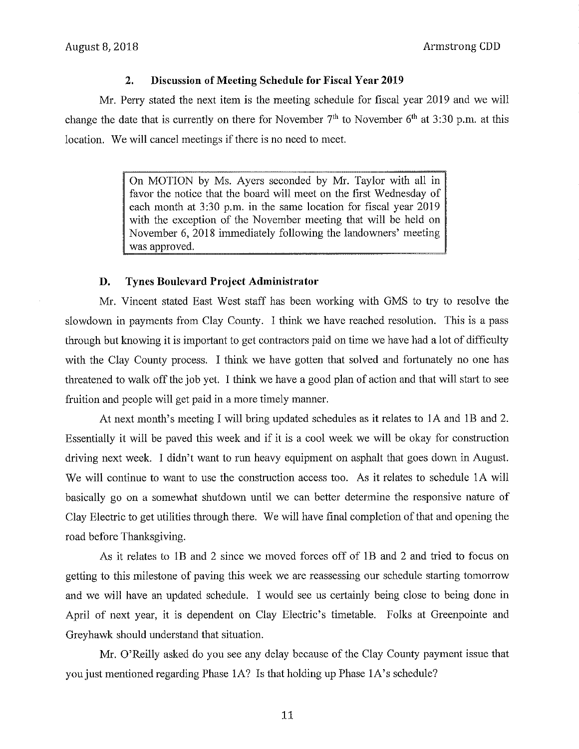### 2. Discussion of Meeting Schedule for Fiscal Year 2019

Mr. Perry stated the next item is the meeting schedule for fiscal year 2019 and we will change the date that is currently on there for November 7th to November 6th at 3:30 p.m. at this location. We will cancel meetings if there is no need to meet.

> On MOTION by Ms. Ayers seconded by Mr. Taylor with all in favor the notice that the board will meet on the first Wednesday of each month at 3:30 p.m. in the same location for fiscal year 2019 with the exception of the November meeting that will be held on November 6, 2018 immediately following the landowners' meeting was approved.

### D. Tynes Boulevard Project Administrator

Mr. Vincent stated East West staff has been working with GMS to try to resolve the slowdown in payments from Clay County. I think we have reached resolution. This is a pass through but knowing it is important to get contractors paid on time we have had a lot of difficulty with the Clay County process. I think we have gotten that solved and fortunately no one has threatened to walk off the job yet. I think we have a good plan of action and that will start to see fruition and people will get paid in a more timely manner.

At next month's meeting I will bring updated schedules as it relates to 1A and 1B and 2. Essentially it will be paved this week and if it is a cool week we will be okay for construction driving next week. I didn't want to run heavy equipment on asphalt that goes down in August. We will continue to want to use the construction access too. As it relates to schedule 1A will basically go on a somewhat shutdown until we can better determine the responsive nature of Clay Electric to get utilities through there. We will have final completion of that and opening the road before Thanksgiving.

As it relates to 1B and 2 since we moved forces off of 1B and 2 and tried to focus on getting to this milestone of paving this week we are reassessing our schedule starting tomorrow and we will have an updated schedule. I would see us certainly being close to being done in April of next year, it is dependent on Clay Electric's timetable. Folks at Greenpointe and Greyhawk should understand that situation.

Mr. O'Reilly asked do you see any delay because of the Clay County payment issue that you just mentioned regarding Phase 1A? Is that holding up Phase 1A's schedule?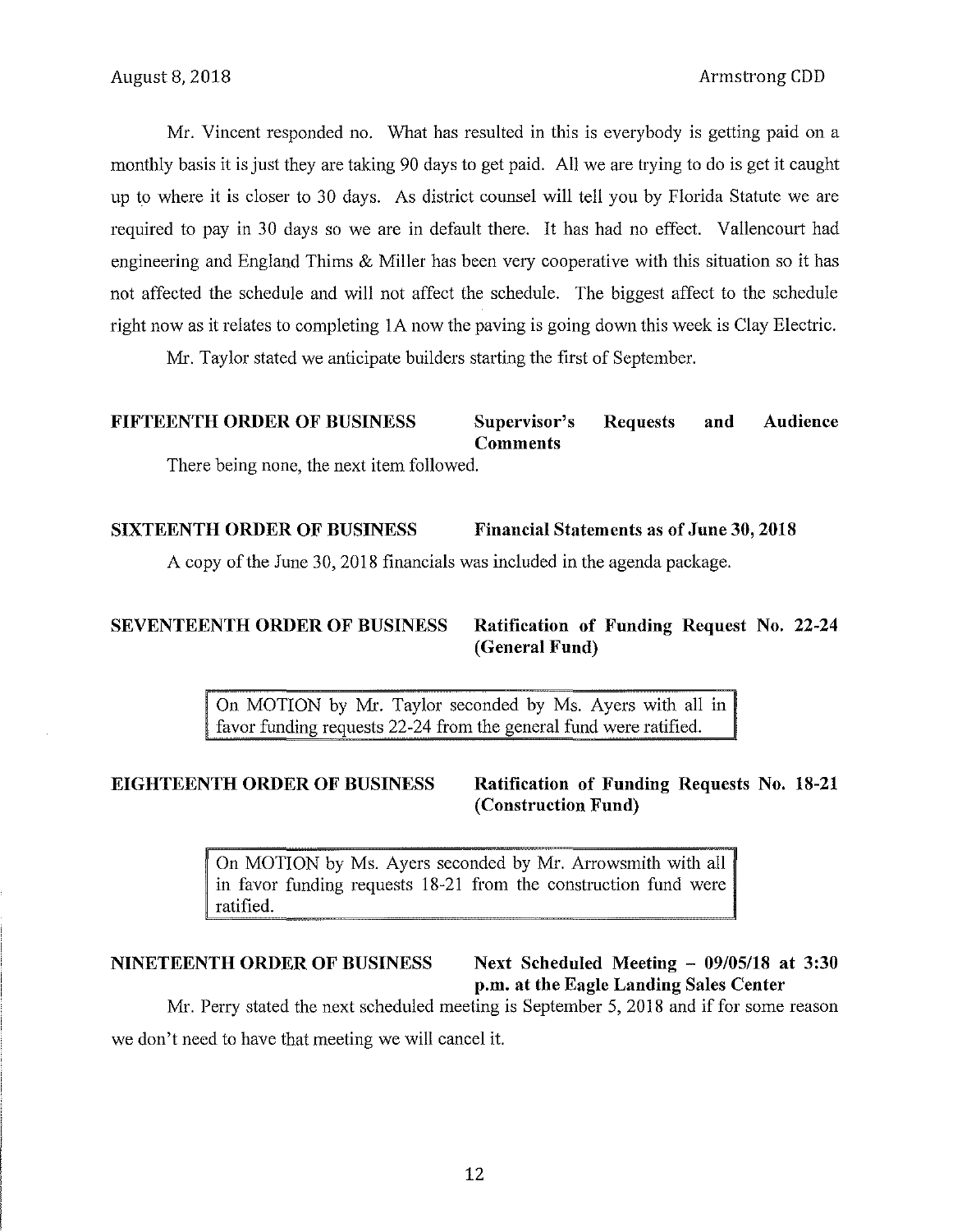Mr. Vincent responded no. What has resulted in this is everybody is getting paid on a monthly basis it is just they are taking 90 days to get paid. All we are trying to do is get it caught up to where it is closer to 30 days. As district counsel will tell you by Florida Statute we are required to pay in 30 days so we are in default there. It has had no effect. Vallencourt had engineering and England Thims & Miller has been very cooperative with this situation so it has not affected the schedule and will not affect the schedule. The biggest affect to the schedule right now as it relates to completing 1A now the paving is going down this week is Clay Electric.

Mr. Taylor stated we anticipate builders starting the first of September.

**FIFTEENTH ORDER OF BUSINESS** **Supervisor's Requests and Audience Comments**

There being none, the next item followed.

**SIXTEENTH ORDER OF BUSINESS** **Financial Statements as of June 30, 2018**

A copy of the June 30, 2018 financials was included in the agenda package.

**SEVENTEENTH ORDER OF BUSINESS** **Ratification of Funding Request No. 22-24 (General Fund)**

> On MOTION by Mr. Taylor seconded by Ms. Ayers with all in favor funding requests 22-24 from the general fund were ratified.

**EIGHTEENTH ORDER OF BUSINESS** **Ratification of Funding Requests No. 18-21 (Construction Fund)**

> On MOTION by Ms. Ayers seconded by Mr. Arrowsmith with all in favor funding requests 18-21 from the construction fund were ratified.

**NINETEENTH ORDER OF BUSINESS** **Next Scheduled Meeting – 09/05/18 at 3:30 p.m. at the Eagle Landing Sales Center**

Mr. Perry stated the next scheduled meeting is September 5, 2018 and if for some reason we don't need to have that meeting we will cancel it.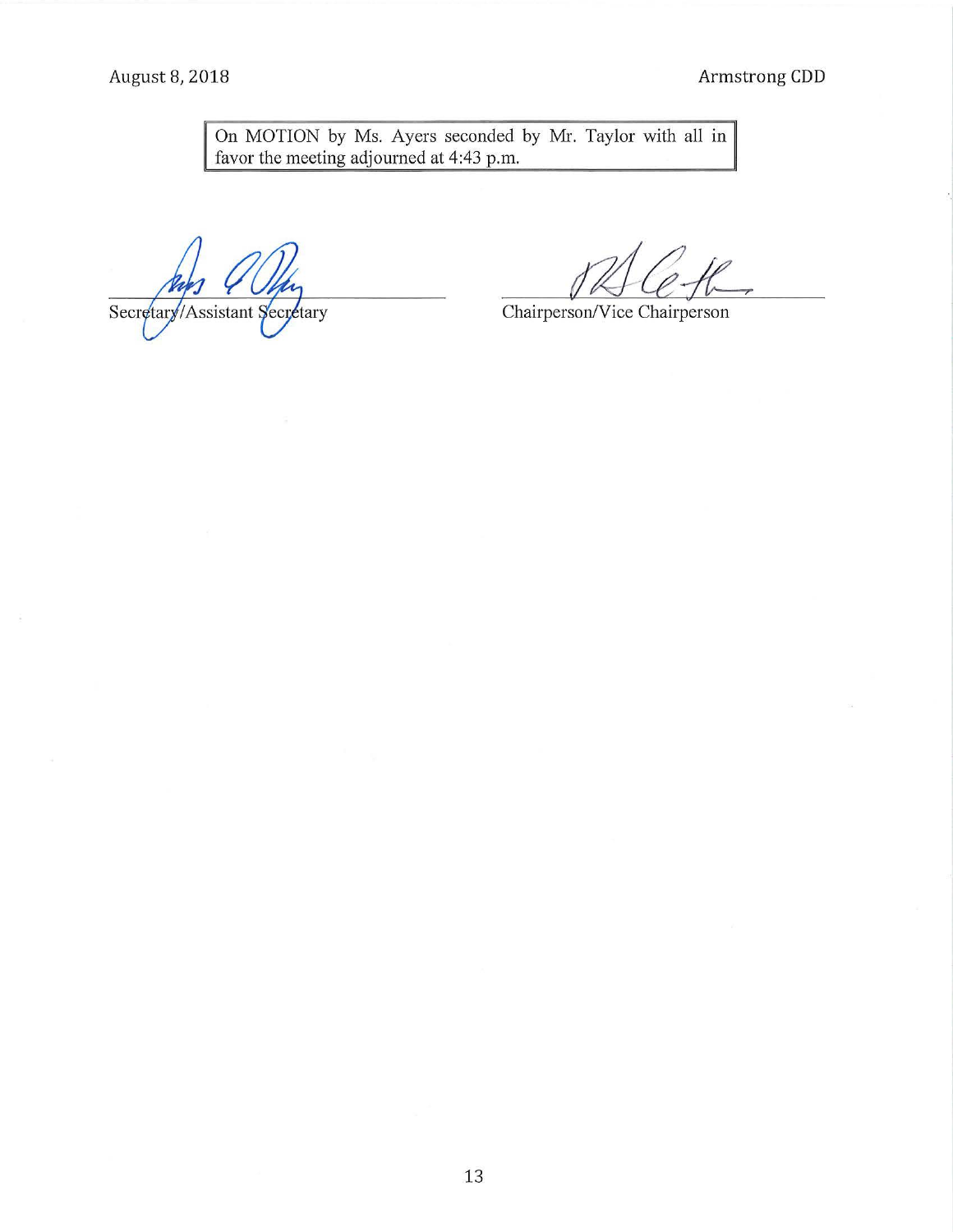On MOTION by Ms. Ayers seconded by Mr. Taylor with all in favor the meeting adjourned at 4:43 p.m.

Secretary/Assistant Secretary

Chairperson/Vice Chairperson